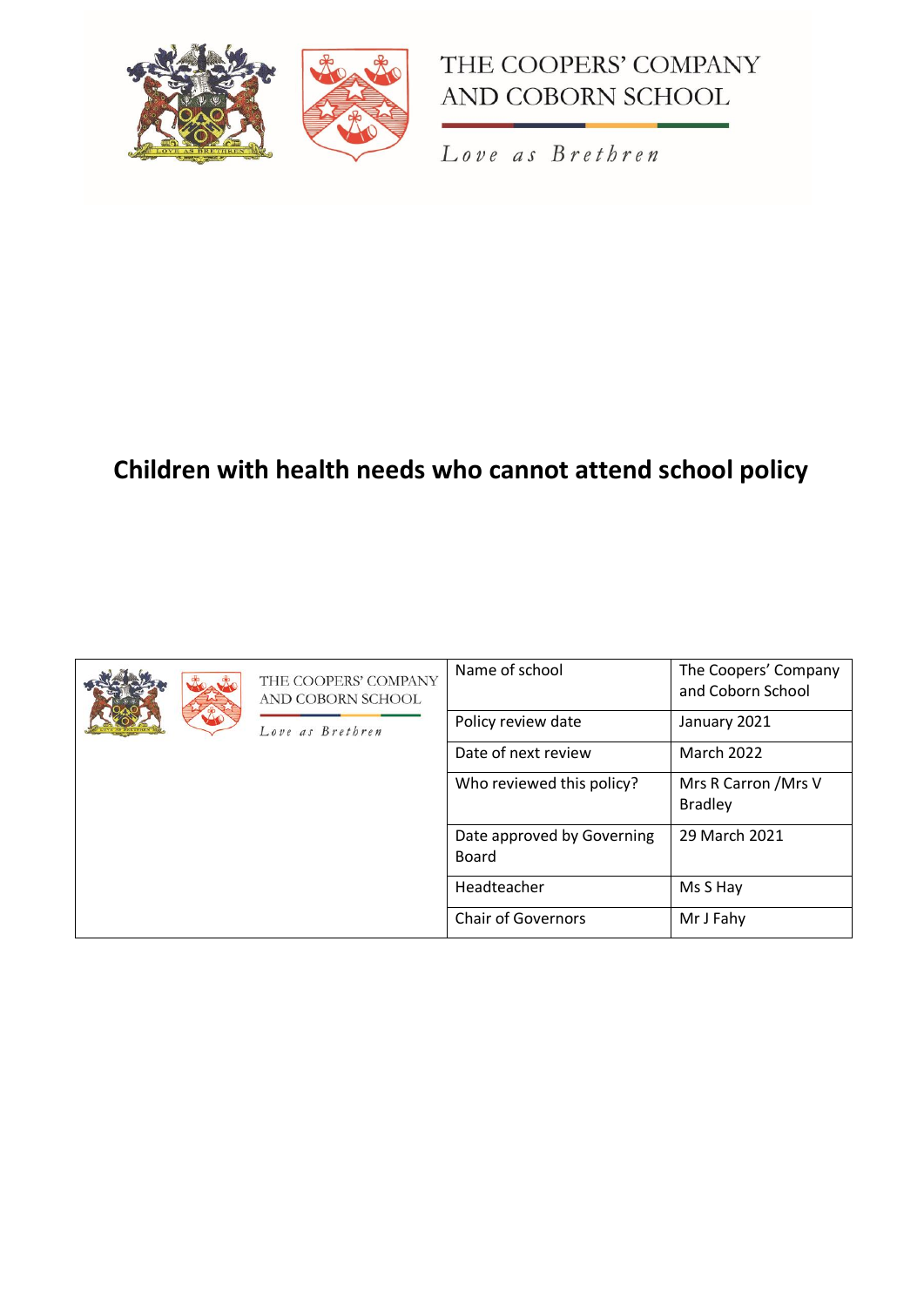THE COOPERS' COMPANY AND COBORN SCHOOL

*Love as Brethren*

# Children with health needs who cannot attend school policy

| THE COOPERS' COMPANY AND COBORN SCHOOL *Love as Brethren* | Name of school | The Coopers' Company and Coborn School |
|---|---|---|
| | Policy review date | January 2021 |
| | Date of next review | March 2022 |
| | Who reviewed this policy? | Mrs R Carron /Mrs V Bradley |
| | Date approved by Governing Board | 29 March 2021 |
| | Headteacher | Ms S Hay |
| | Chair of Governors | Mr J Fahy |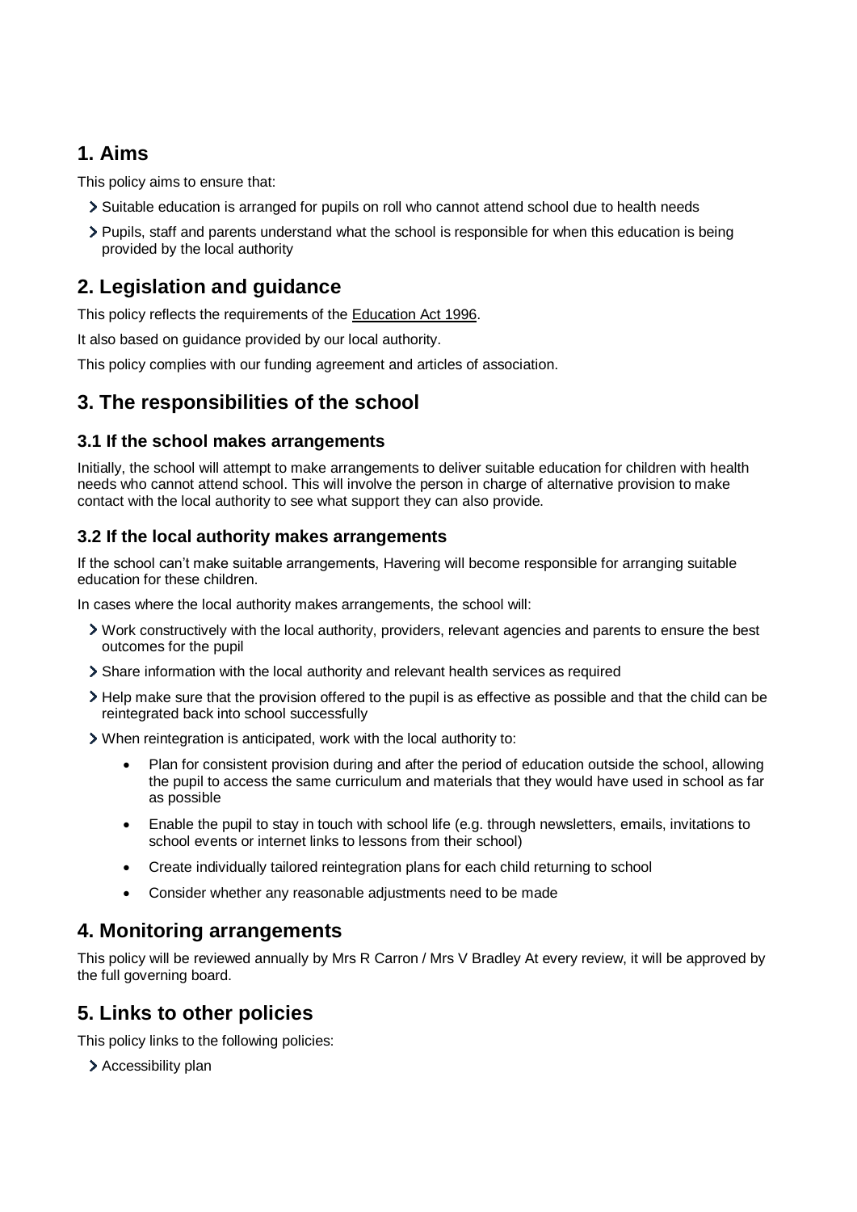## 1. Aims

This policy aims to ensure that:

- Suitable education is arranged for pupils on roll who cannot attend school due to health needs
- Pupils, staff and parents understand what the school is responsible for when this education is being provided by the local authority

## 2. Legislation and guidance

This policy reflects the requirements of the Education Act 1996.

It also based on guidance provided by our local authority.

This policy complies with our funding agreement and articles of association.

## 3. The responsibilities of the school

### 3.1 If the school makes arrangements

Initially, the school will attempt to make arrangements to deliver suitable education for children with health needs who cannot attend school. This will involve the person in charge of alternative provision to make contact with the local authority to see what support they can also provide.

### 3.2 If the local authority makes arrangements

If the school can't make suitable arrangements, Havering will become responsible for arranging suitable education for these children.

In cases where the local authority makes arrangements, the school will:

- Work constructively with the local authority, providers, relevant agencies and parents to ensure the best outcomes for the pupil
- Share information with the local authority and relevant health services as required
- Help make sure that the provision offered to the pupil is as effective as possible and that the child can be reintegrated back into school successfully
- When reintegration is anticipated, work with the local authority to:
    - Plan for consistent provision during and after the period of education outside the school, allowing the pupil to access the same curriculum and materials that they would have used in school as far as possible
    - Enable the pupil to stay in touch with school life (e.g. through newsletters, emails, invitations to school events or internet links to lessons from their school)
    - Create individually tailored reintegration plans for each child returning to school
    - Consider whether any reasonable adjustments need to be made

## 4. Monitoring arrangements

This policy will be reviewed annually by Mrs R Carron / Mrs V Bradley At every review, it will be approved by the full governing board.

## 5. Links to other policies

This policy links to the following policies:

- Accessibility plan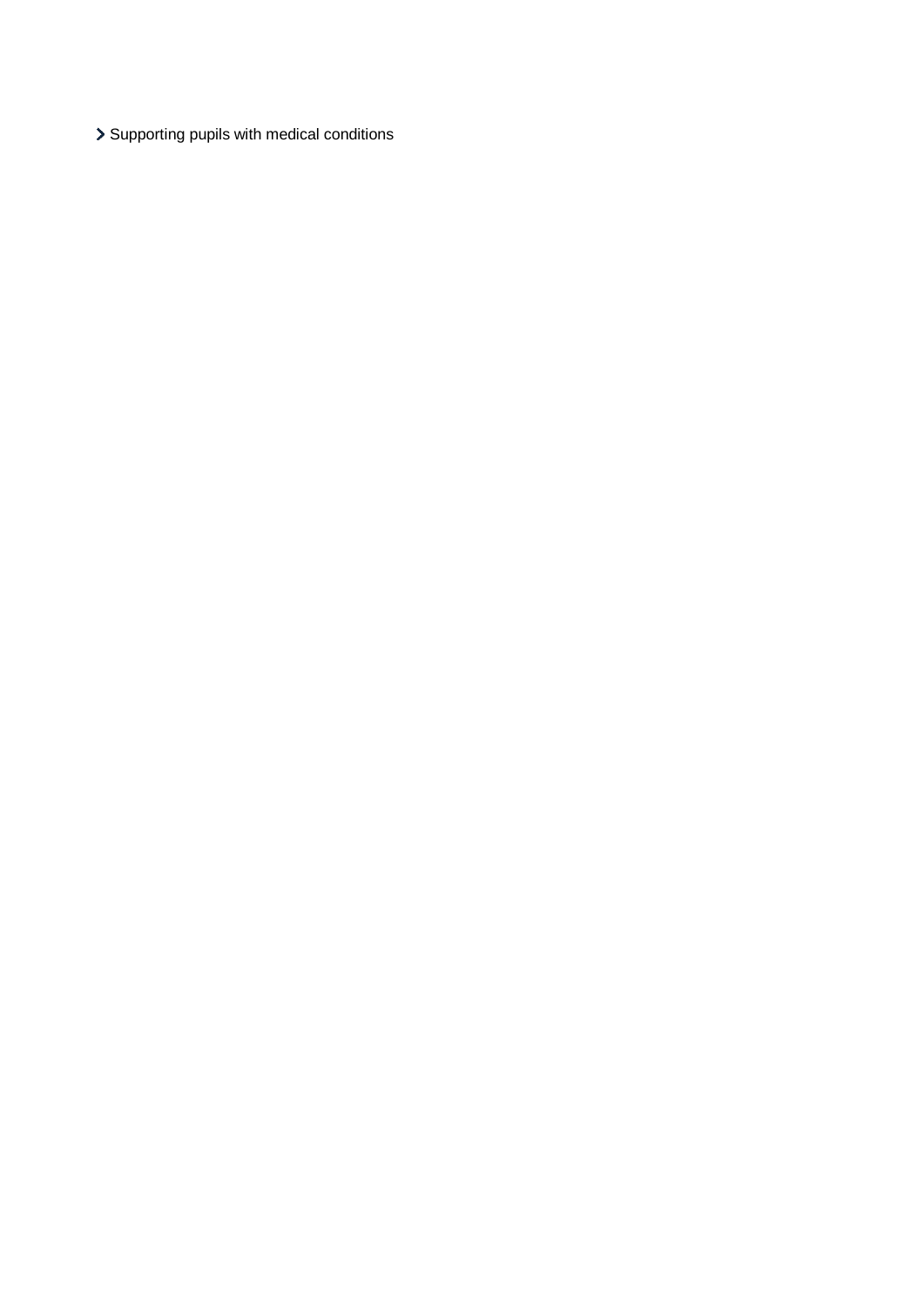- Supporting pupils with medical conditions